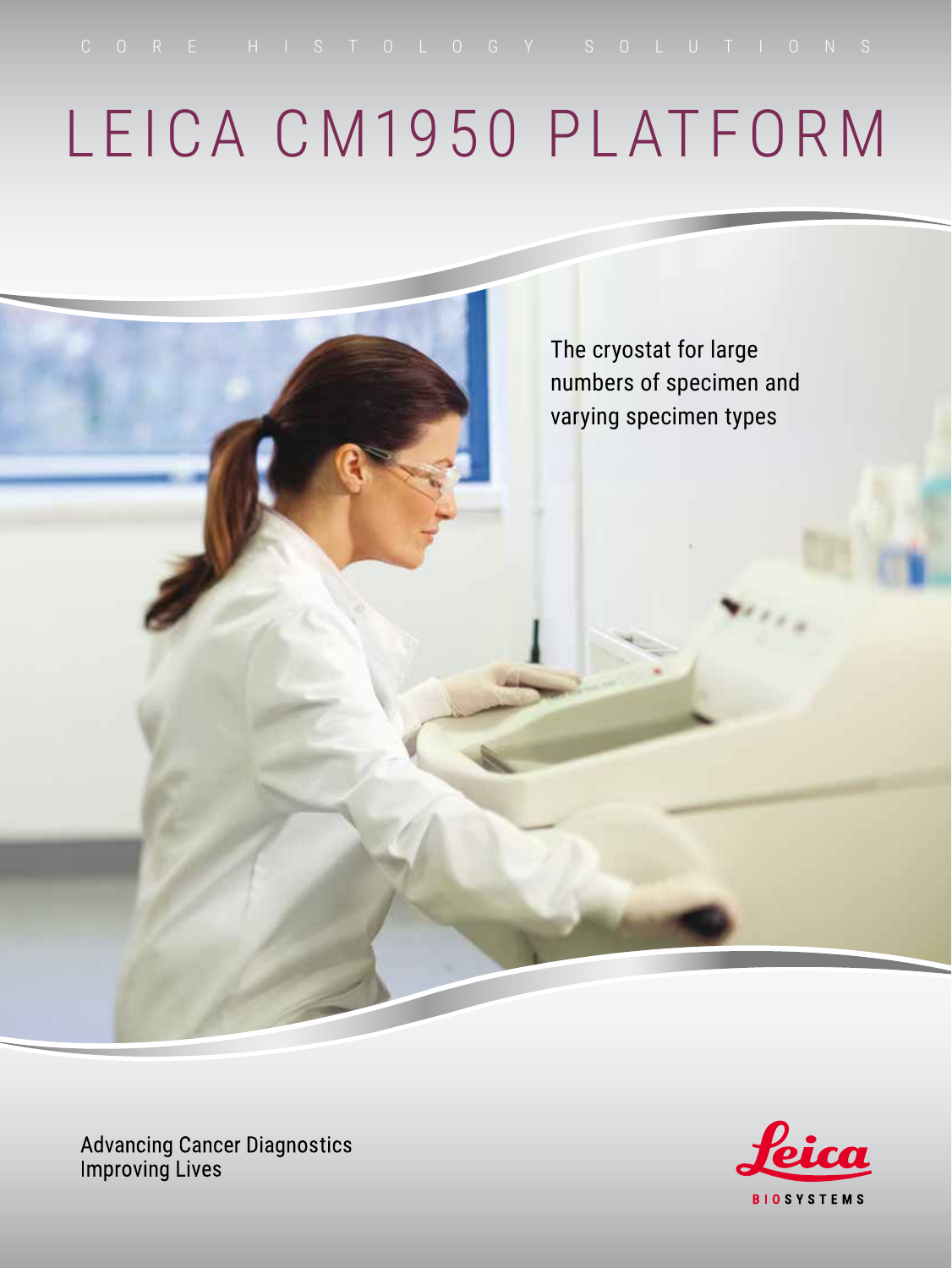CORE HISTOLOGY SOLUTIONS

# LEICA CM1950 PLATFORM

The cryostat for large numbers of specimen and varying specimen types

Advancing Cancer Diagnostics
Improving Lives

Leica BIOSYSTEMS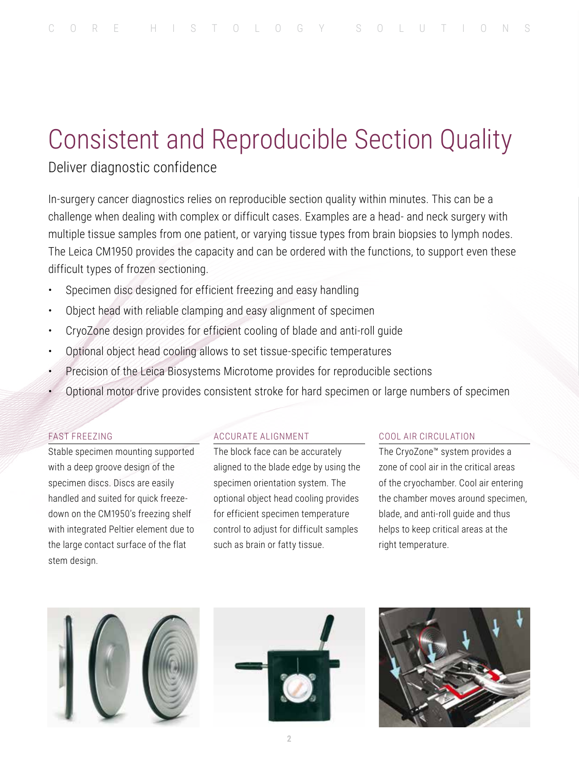# Consistent and Reproducible Section Quality

## Deliver diagnostic confidence

In-surgery cancer diagnostics relies on reproducible section quality within minutes. This can be a challenge when dealing with complex or difficult cases. Examples are a head- and neck surgery with multiple tissue samples from one patient, or varying tissue types from brain biopsies to lymph nodes. The Leica CM1950 provides the capacity and can be ordered with the functions, to support even these difficult types of frozen sectioning.

- Specimen disc designed for efficient freezing and easy handling
- Object head with reliable clamping and easy alignment of specimen
- CryoZone design provides for efficient cooling of blade and anti-roll guide
- Optional object head cooling allows to set tissue-specific temperatures
- Precision of the Leica Biosystems Microtome provides for reproducible sections
- Optional motor drive provides consistent stroke for hard specimen or large numbers of specimen

### FAST FREEZING

Stable specimen mounting supported with a deep groove design of the specimen discs. Discs are easily handled and suited for quick freeze-down on the CM1950's freezing shelf with integrated Peltier element due to the large contact surface of the flat stem design.

### ACCURATE ALIGNMENT

The block face can be accurately aligned to the blade edge by using the specimen orientation system. The optional object head cooling provides for efficient specimen temperature control to adjust for difficult samples such as brain or fatty tissue.

### COOL AIR CIRCULATION

The CryoZone™ system provides a zone of cool air in the critical areas of the cryochamber. Cool air entering the chamber moves around specimen, blade, and anti-roll guide and thus helps to keep critical areas at the right temperature.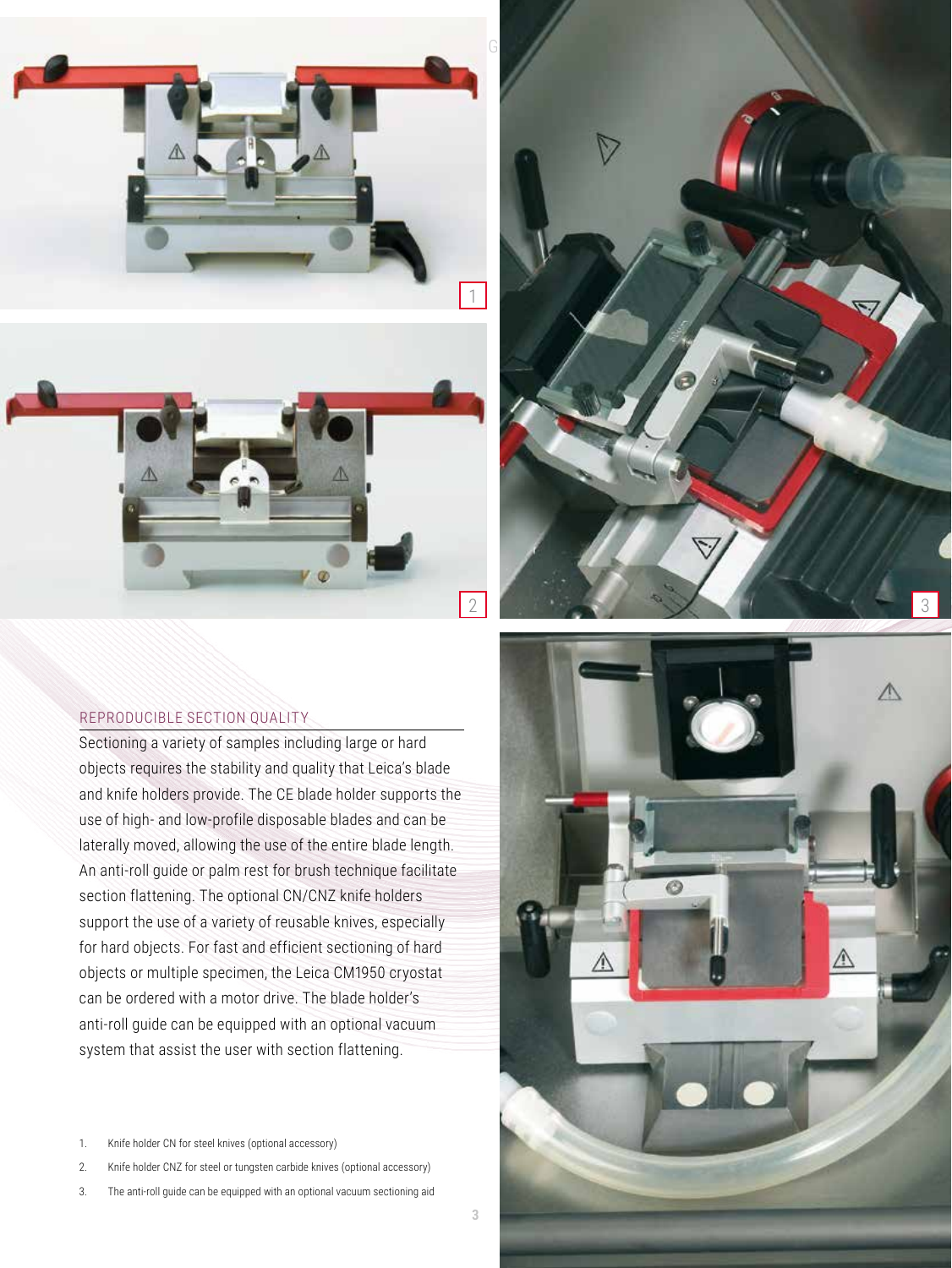## REPRODUCIBLE SECTION QUALITY

Sectioning a variety of samples including large or hard objects requires the stability and quality that Leica's blade and knife holders provide. The CE blade holder supports the use of high- and low-profile disposable blades and can be laterally moved, allowing the use of the entire blade length. An anti-roll guide or palm rest for brush technique facilitate section flattening. The optional CN/CNZ knife holders support the use of a variety of reusable knives, especially for hard objects. For fast and efficient sectioning of hard objects or multiple specimen, the Leica CM1950 cryostat can be ordered with a motor drive. The blade holder's anti-roll guide can be equipped with an optional vacuum system that assist the user with section flattening.

1. Knife holder CN for steel knives (optional accessory)
2. Knife holder CNZ for steel or tungsten carbide knives (optional accessory)
3. The anti-roll guide can be equipped with an optional vacuum sectioning aid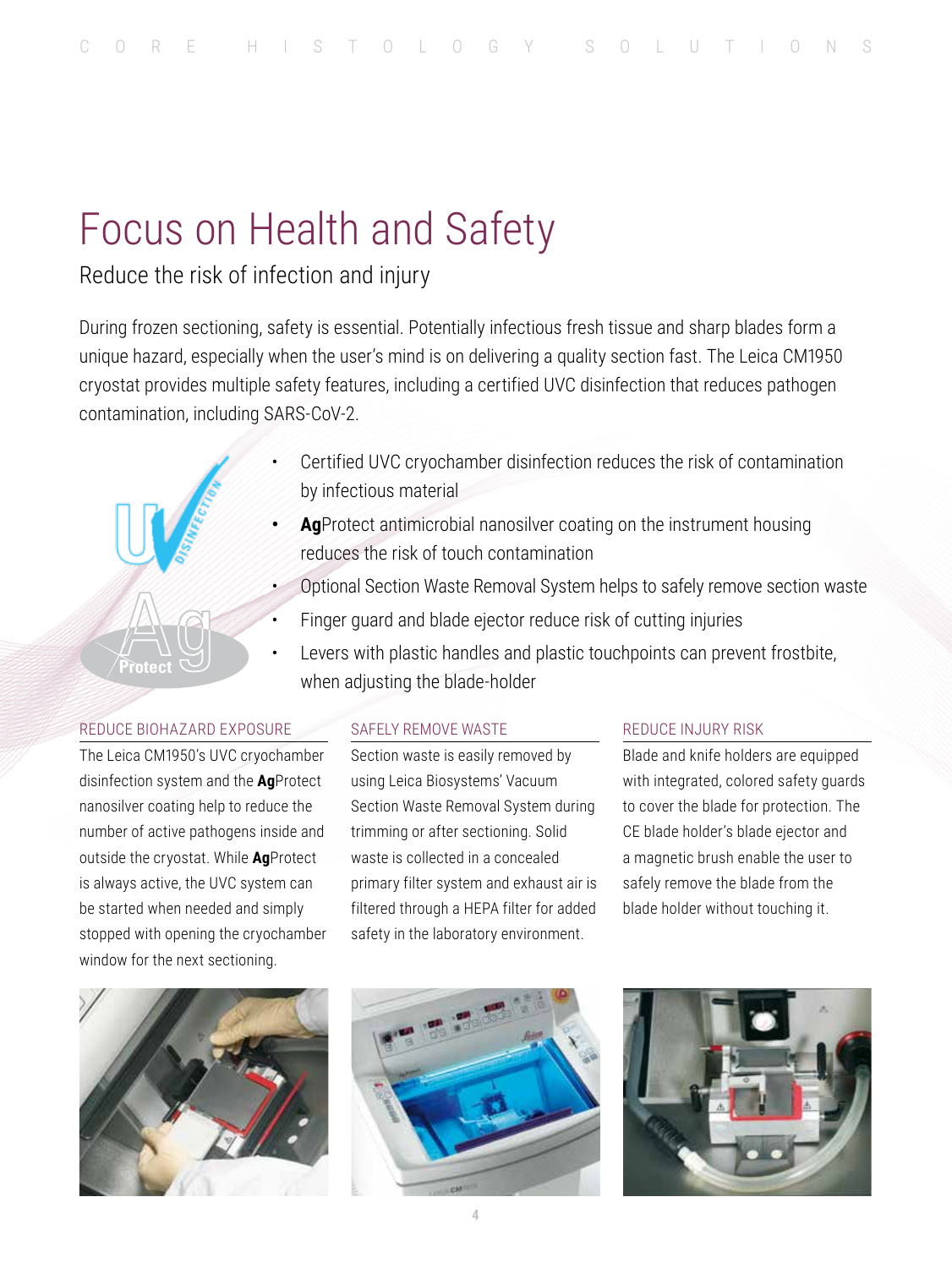# Focus on Health and Safety

## Reduce the risk of infection and injury

During frozen sectioning, safety is essential. Potentially infectious fresh tissue and sharp blades form a unique hazard, especially when the user's mind is on delivering a quality section fast. The Leica CM1950 cryostat provides multiple safety features, including a certified UVC disinfection that reduces pathogen contamination, including SARS-CoV-2.

- Certified UVC cryochamber disinfection reduces the risk of contamination by infectious material
- **Ag**Protect antimicrobial nanosilver coating on the instrument housing reduces the risk of touch contamination
- Optional Section Waste Removal System helps to safely remove section waste
- Finger guard and blade ejector reduce risk of cutting injuries
- Levers with plastic handles and plastic touchpoints can prevent frostbite, when adjusting the blade-holder

### REDUCE BIOHAZARD EXPOSURE

The Leica CM1950's UVC cryochamber disinfection system and the **Ag**Protect nanosilver coating help to reduce the number of active pathogens inside and outside the cryostat. While **Ag**Protect is always active, the UVC system can be started when needed and simply stopped with opening the cryochamber window for the next sectioning.

### SAFELY REMOVE WASTE

Section waste is easily removed by using Leica Biosystems' Vacuum Section Waste Removal System during trimming or after sectioning. Solid waste is collected in a concealed primary filter system and exhaust air is filtered through a HEPA filter for added safety in the laboratory environment.

### REDUCE INJURY RISK

Blade and knife holders are equipped with integrated, colored safety guards to cover the blade for protection. The CE blade holder's blade ejector and a magnetic brush enable the user to safely remove the blade from the blade holder without touching it.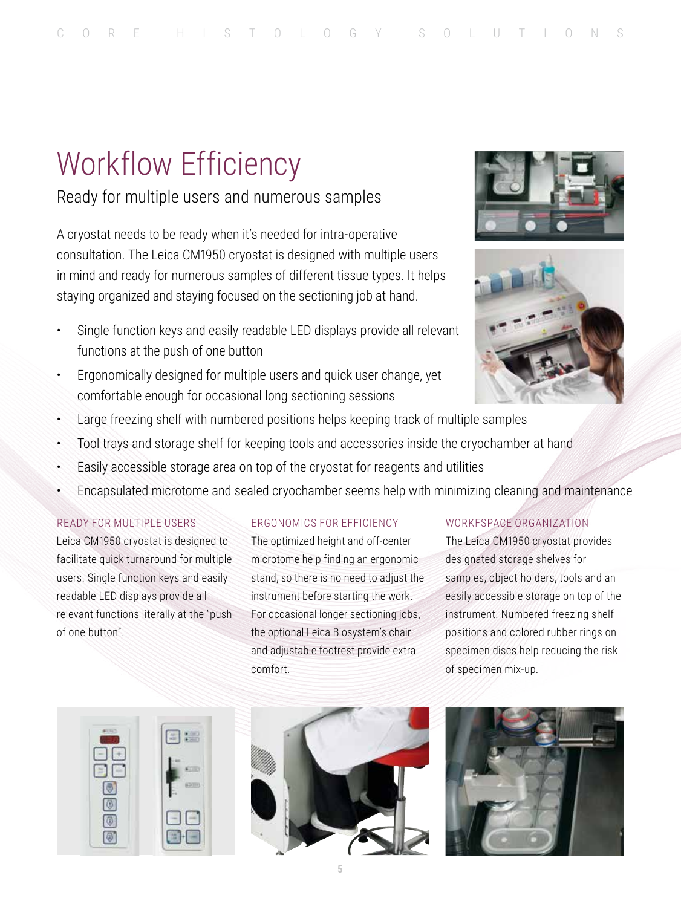# Workflow Efficiency

## Ready for multiple users and numerous samples

A cryostat needs to be ready when it's needed for intra-operative consultation. The Leica CM1950 cryostat is designed with multiple users in mind and ready for numerous samples of different tissue types. It helps staying organized and staying focused on the sectioning job at hand.

- Single function keys and easily readable LED displays provide all relevant functions at the push of one button
- Ergonomically designed for multiple users and quick user change, yet comfortable enough for occasional long sectioning sessions
- Large freezing shelf with numbered positions helps keeping track of multiple samples
- Tool trays and storage shelf for keeping tools and accessories inside the cryochamber at hand
- Easily accessible storage area on top of the cryostat for reagents and utilities
- Encapsulated microtome and sealed cryochamber seems help with minimizing cleaning and maintenance

### READY FOR MULTIPLE USERS

Leica CM1950 cryostat is designed to facilitate quick turnaround for multiple users. Single function keys and easily readable LED displays provide all relevant functions literally at the "push of one button".

### ERGONOMICS FOR EFFICIENCY

The optimized height and off-center microtome help finding an ergonomic stand, so there is no need to adjust the instrument before starting the work. For occasional longer sectioning jobs, the optional Leica Biosystem's chair and adjustable footrest provide extra comfort.

### WORKFSPACE ORGANIZATION

The Leica CM1950 cryostat provides designated storage shelves for samples, object holders, tools and an easily accessible storage on top of the instrument. Numbered freezing shelf positions and colored rubber rings on specimen discs help reducing the risk of specimen mix-up.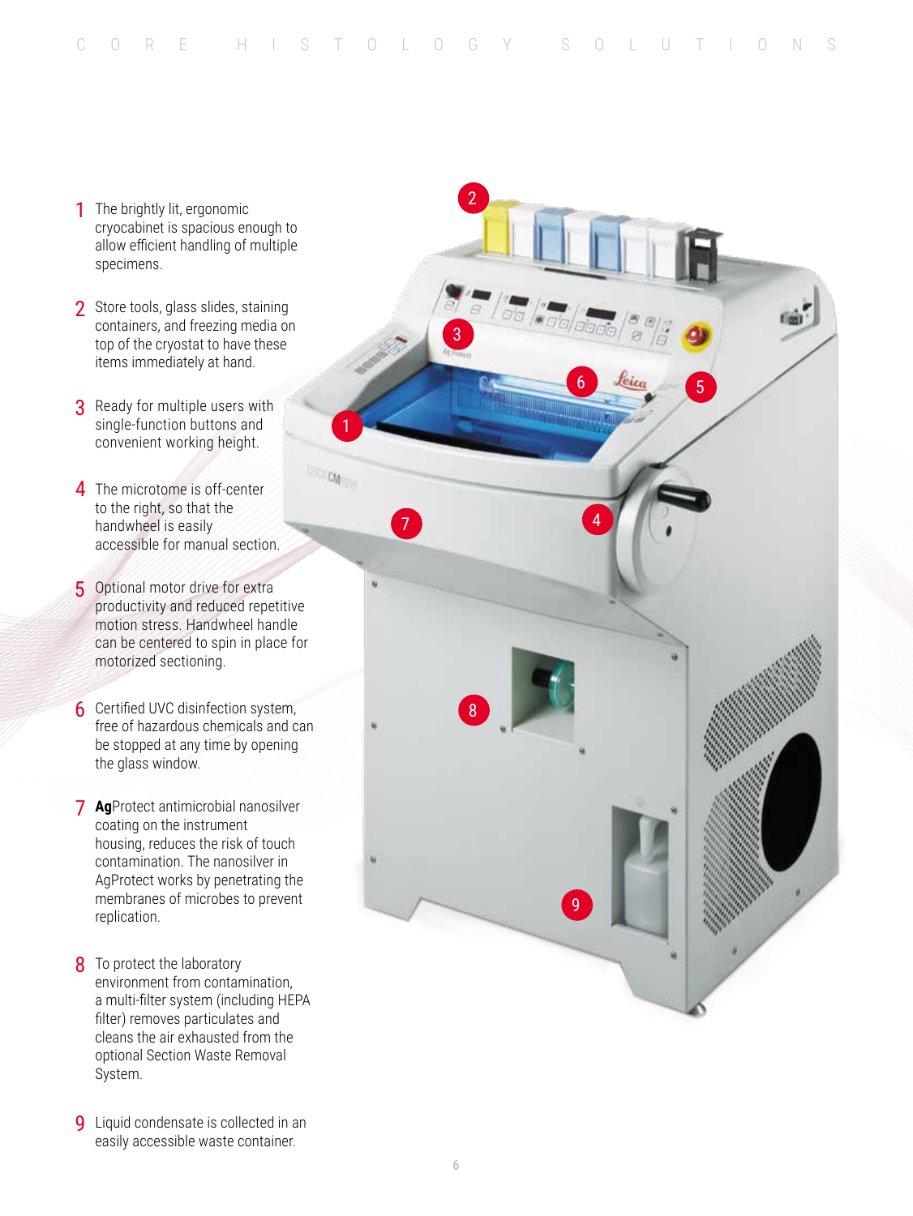1. The brightly lit, ergonomic cryocabinet is spacious enough to allow efficient handling of multiple specimens.
2. Store tools, glass slides, staining containers, and freezing media on top of the cryostat to have these items immediately at hand.
3. Ready for multiple users with single-function buttons and convenient working height.
4. The microtome is off-center to the right, so that the handwheel is easily accessible for manual section.
5. Optional motor drive for extra productivity and reduced repetitive motion stress. Handwheel handle can be centered to spin in place for motorized sectioning.
6. Certified UVC disinfection system, free of hazardous chemicals and can be stopped at any time by opening the glass window.
7. **Ag**Protect antimicrobial nanosilver coating on the instrument housing, reduces the risk of touch contamination. The nanosilver in AgProtect works by penetrating the membranes of microbes to prevent replication.
8. To protect the laboratory environment from contamination, a multi-filter system (including HEPA filter) removes particulates and cleans the air exhausted from the optional Section Waste Removal System.
9. Liquid condensate is collected in an easily accessible waste container.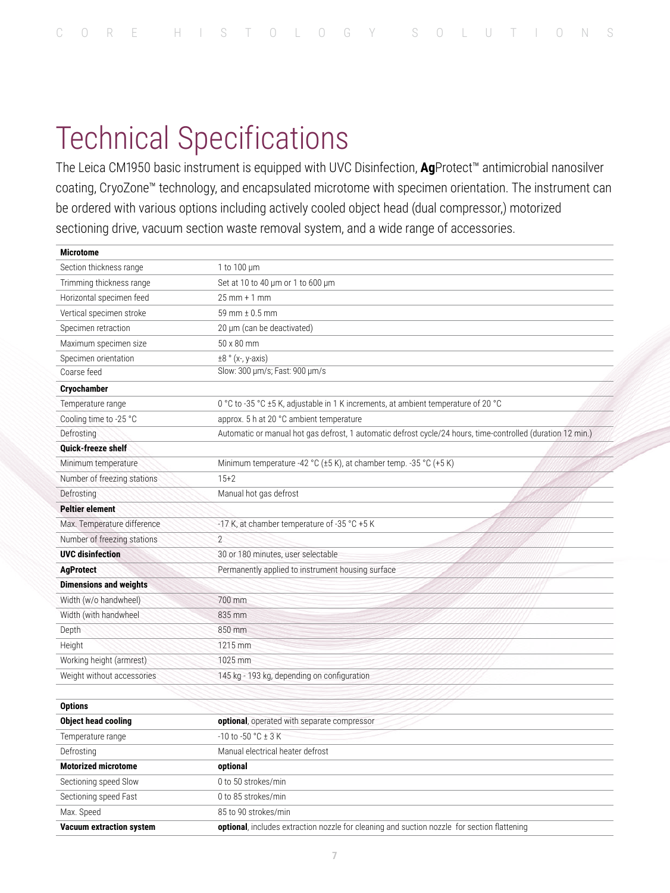# Technical Specifications

The Leica CM1950 basic instrument is equipped with UVC Disinfection, **Ag**Protect™ antimicrobial nanosilver coating, CryoZone™ technology, and encapsulated microtome with specimen orientation. The instrument can be ordered with various options including actively cooled object head (dual compressor,) motorized sectioning drive, vacuum section waste removal system, and a wide range of accessories.

| **Microtome** | |
|---|---|
| Section thickness range | 1 to 100 µm |
| Trimming thickness range | Set at 10 to 40 µm or 1 to 600 µm |
| Horizontal specimen feed | 25 mm + 1 mm |
| Vertical specimen stroke | 59 mm ± 0.5 mm |
| Specimen retraction | 20 µm (can be deactivated) |
| Maximum specimen size | 50 x 80 mm |
| Specimen orientation | ±8 ° (x-, y-axis) |
| Coarse feed | Slow: 300 µm/s; Fast: 900 µm/s |
| **Cryochamber** | |
| Temperature range | 0 °C to -35 °C ±5 K, adjustable in 1 K increments, at ambient temperature of 20 °C |
| Cooling time to -25 °C | approx. 5 h at 20 °C ambient temperature |
| Defrosting | Automatic or manual hot gas defrost, 1 automatic defrost cycle/24 hours, time-controlled (duration 12 min.) |
| **Quick-freeze shelf** | |
| Minimum temperature | Minimum temperature -42 °C (±5 K), at chamber temp. -35 °C (+5 K) |
| Number of freezing stations | 15+2 |
| Defrosting | Manual hot gas defrost |
| **Peltier element** | |
| Max. Temperature difference | -17 K, at chamber temperature of -35 °C +5 K |
| Number of freezing stations | 2 |
| **UVC disinfection** | 30 or 180 minutes, user selectable |
| **AgProtect** | Permanently applied to instrument housing surface |
| **Dimensions and weights** | |
| Width (w/o handwheel) | 700 mm |
| Width (with handwheel | 835 mm |
| Depth | 850 mm |
| Height | 1215 mm |
| Working height (armrest) | 1025 mm |
| Weight without accessories | 145 kg - 193 kg, depending on configuration |

| **Options** | |
|---|---|
| **Object head cooling** | **optional**, operated with separate compressor |
| Temperature range | -10 to -50 °C ± 3 K |
| Defrosting | Manual electrical heater defrost |
| **Motorized microtome** | **optional** |
| Sectioning speed Slow | 0 to 50 strokes/min |
| Sectioning speed Fast | 0 to 85 strokes/min |
| Max. Speed | 85 to 90 strokes/min |
| **Vacuum extraction system** | **optional**, includes extraction nozzle for cleaning and suction nozzle for section flattening |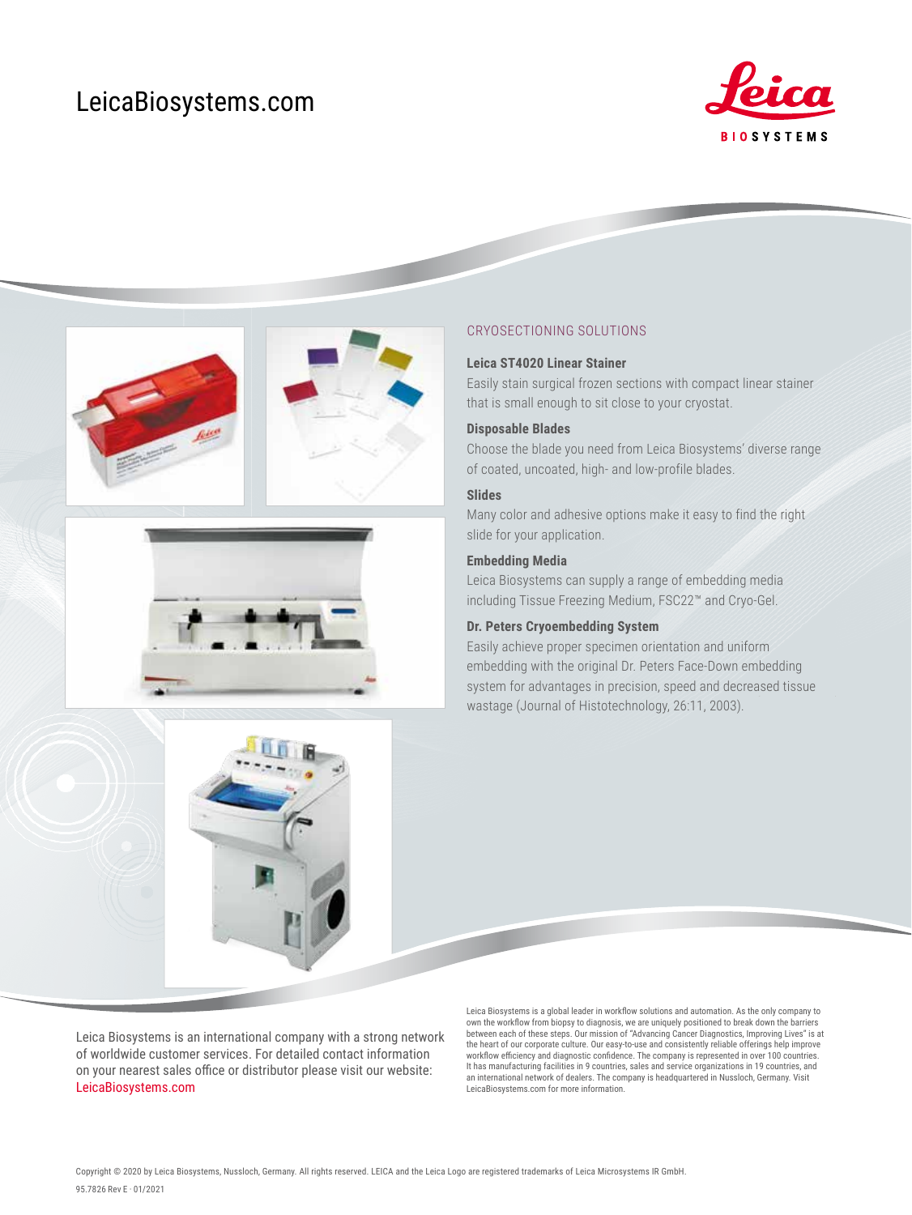LeicaBiosystems.com

## CRYOSECTIONING SOLUTIONS

**Leica ST4020 Linear Stainer**

Easily stain surgical frozen sections with compact linear stainer that is small enough to sit close to your cryostat.

**Disposable Blades**

Choose the blade you need from Leica Biosystems' diverse range of coated, uncoated, high- and low-profile blades.

**Slides**

Many color and adhesive options make it easy to find the right slide for your application.

**Embedding Media**

Leica Biosystems can supply a range of embedding media including Tissue Freezing Medium, FSC22™ and Cryo-Gel.

**Dr. Peters Cryoembedding System**

Easily achieve proper specimen orientation and uniform embedding with the original Dr. Peters Face-Down embedding system for advantages in precision, speed and decreased tissue wastage (Journal of Histotechnology, 26:11, 2003).

Leica Biosystems is an international company with a strong network of worldwide customer services. For detailed contact information on your nearest sales office or distributor please visit our website: LeicaBiosystems.com

Leica Biosystems is a global leader in workflow solutions and automation. As the only company to own the workflow from biopsy to diagnosis, we are uniquely positioned to break down the barriers between each of these steps. Our mission of "Advancing Cancer Diagnostics, Improving Lives" is at the heart of our corporate culture. Our easy-to-use and consistently reliable offerings help improve workflow efficiency and diagnostic confidence. The company is represented in over 100 countries. It has manufacturing facilities in 9 countries, sales and service organizations in 19 countries, and an international network of dealers. The company is headquartered in Nussloch, Germany. Visit LeicaBiosystems.com for more information.

Copyright © 2020 by Leica Biosystems, Nussloch, Germany. All rights reserved. LEICA and the Leica Logo are registered trademarks of Leica Microsystems IR GmbH.

95.7826 Rev E · 01/2021